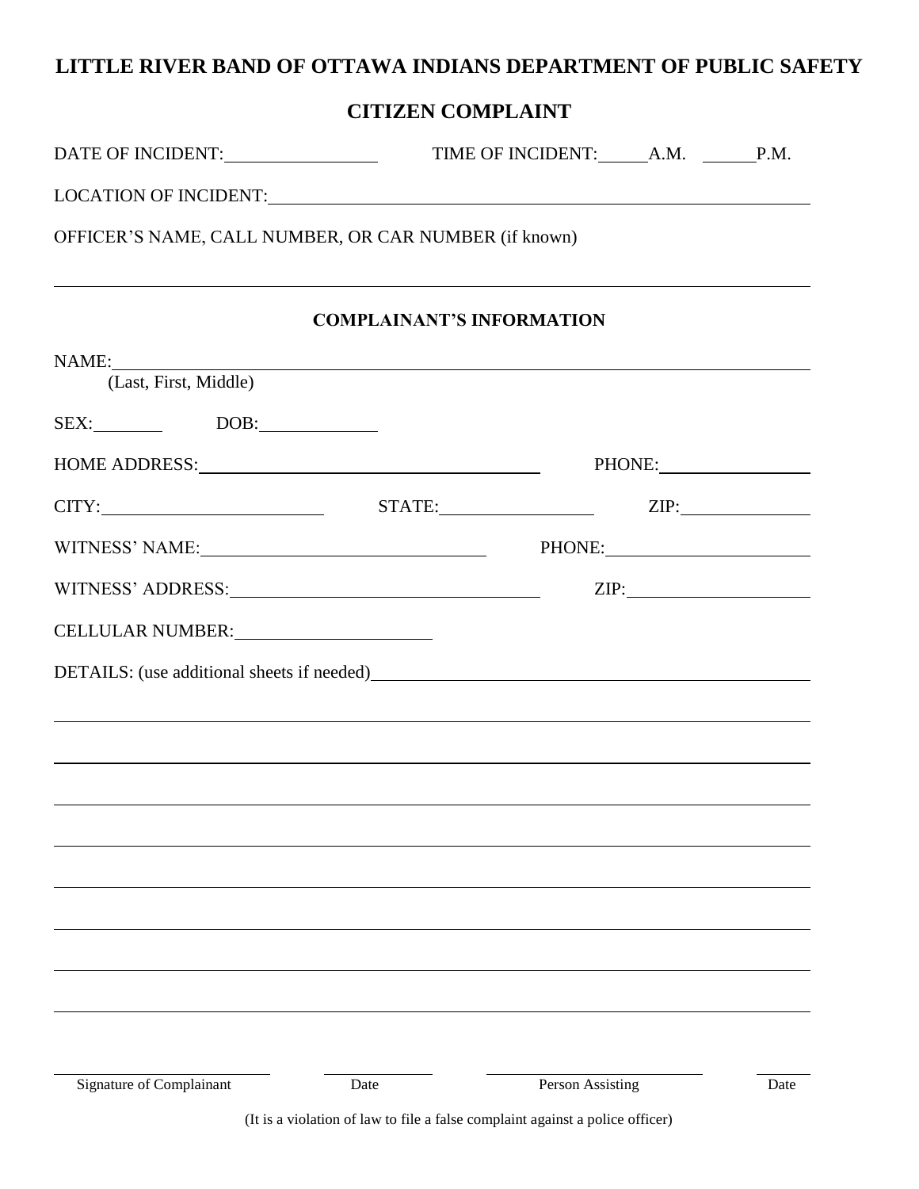# LITTLE RIVER BAND OF OTTAWA INDIANS DEPARTMENT OF PUBLIC SAFETY

## CITIZEN COMPLAINT

DATE OF INCIDENT:________________ TIME OF INCIDENT:_____A.M. ______P.M.

LOCATION OF INCIDENT:____________________________________________________________

OFFICER'S NAME, CALL NUMBER, OR CAR NUMBER (if known)

_______________________________________________________________________________

### COMPLAINANT'S INFORMATION

NAME:__________________________________________________________________________
(Last, First, Middle)

SEX:________ DOB:____________

HOME ADDRESS:____________________________________ PHONE:________________

CITY:________________________ STATE:________________ ZIP:______________

WITNESS' NAME:______________________________ PHONE:______________________

WITNESS' ADDRESS:__________________________________ ZIP:____________________

CELLULAR NUMBER:_____________________

DETAILS: (use additional sheets if needed)______________________________________________

_______________________________________________________________________________

_______________________________________________________________________________

_______________________________________________________________________________

_______________________________________________________________________________

_______________________________________________________________________________

_______________________________________________________________________________

_______________________________________________________________________________

_______________________________________________________________________________

| ______________________ | ___________ | ______________________ | _______ |
|---|---|---|---|
| Signature of Complainant | Date | Person Assisting | Date |

(It is a violation of law to file a false complaint against a police officer)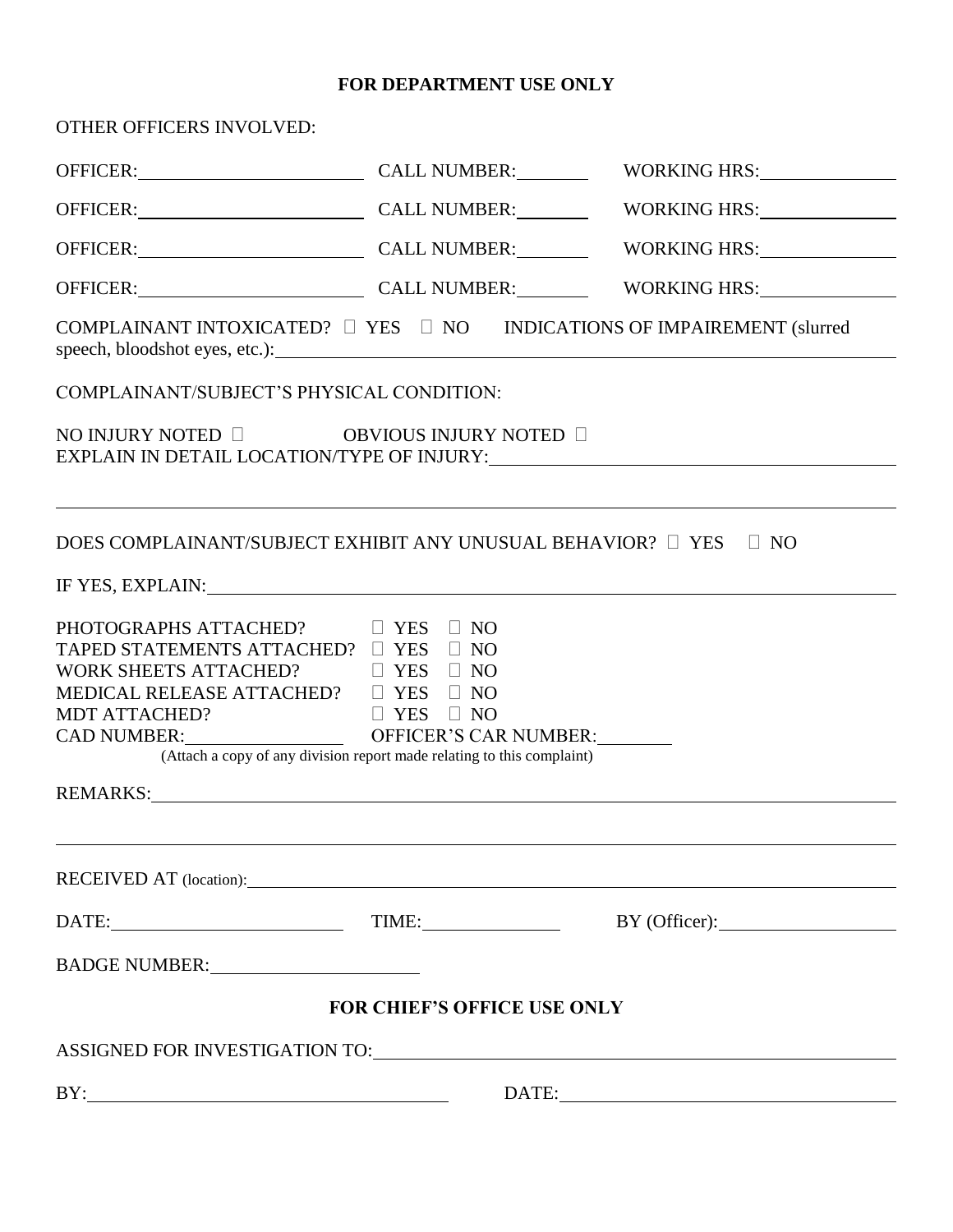**FOR DEPARTMENT USE ONLY**

OTHER OFFICERS INVOLVED:

OFFICER:\_\_\_\_\_\_\_\_\_\_\_\_\_\_\_\_\_\_\_\_ CALL NUMBER:\_\_\_\_\_\_\_\_ WORKING HRS:\_\_\_\_\_\_\_\_\_\_\_\_

OFFICER:\_\_\_\_\_\_\_\_\_\_\_\_\_\_\_\_\_\_\_\_ CALL NUMBER:\_\_\_\_\_\_\_\_ WORKING HRS:\_\_\_\_\_\_\_\_\_\_\_\_

OFFICER:\_\_\_\_\_\_\_\_\_\_\_\_\_\_\_\_\_\_\_\_ CALL NUMBER:\_\_\_\_\_\_\_\_ WORKING HRS:\_\_\_\_\_\_\_\_\_\_\_\_

OFFICER:\_\_\_\_\_\_\_\_\_\_\_\_\_\_\_\_\_\_\_\_ CALL NUMBER:\_\_\_\_\_\_\_\_ WORKING HRS:\_\_\_\_\_\_\_\_\_\_\_\_

COMPLAINANT INTOXICATED? ☐ YES ☐ NO INDICATIONS OF IMPAIREMENT (slurred speech, bloodshot eyes, etc.):\_\_\_\_\_\_\_\_\_\_\_\_\_\_\_\_\_\_\_\_

COMPLAINANT/SUBJECT'S PHYSICAL CONDITION:

NO INJURY NOTED ☐ OBVIOUS INJURY NOTED ☐

EXPLAIN IN DETAIL LOCATION/TYPE OF INJURY:\_\_\_\_\_\_\_\_\_\_\_\_\_\_\_\_\_\_\_\_

\_\_\_\_\_\_\_\_\_\_\_\_\_\_\_\_\_\_\_\_\_\_\_\_\_\_\_\_\_\_\_\_\_\_\_\_\_\_\_\_

DOES COMPLAINANT/SUBJECT EXHIBIT ANY UNUSUAL BEHAVIOR? ☐ YES ☐ NO

IF YES, EXPLAIN:\_\_\_\_\_\_\_\_\_\_\_\_\_\_\_\_\_\_\_\_

PHOTOGRAPHS ATTACHED? ☐ YES ☐ NO  
TAPED STATEMENTS ATTACHED? ☐ YES ☐ NO  
WORK SHEETS ATTACHED? ☐ YES ☐ NO  
MEDICAL RELEASE ATTACHED? ☐ YES ☐ NO  
MDT ATTACHED? ☐ YES ☐ NO  
CAD NUMBER:\_\_\_\_\_\_\_\_\_\_\_\_ OFFICER'S CAR NUMBER:\_\_\_\_\_\_\_\_

(Attach a copy of any division report made relating to this complaint)

REMARKS:\_\_\_\_\_\_\_\_\_\_\_\_\_\_\_\_\_\_\_\_

\_\_\_\_\_\_\_\_\_\_\_\_\_\_\_\_\_\_\_\_\_\_\_\_\_\_\_\_\_\_\_\_\_\_\_\_\_\_\_\_

RECEIVED AT (location):\_\_\_\_\_\_\_\_\_\_\_\_\_\_\_\_\_\_\_\_

DATE:\_\_\_\_\_\_\_\_\_\_\_\_\_\_\_\_\_\_\_\_ TIME:\_\_\_\_\_\_\_\_\_\_\_\_ BY (Officer):\_\_\_\_\_\_\_\_\_\_\_\_\_\_\_\_

BADGE NUMBER:\_\_\_\_\_\_\_\_\_\_\_\_\_\_\_\_\_\_\_\_

**FOR CHIEF'S OFFICE USE ONLY**

ASSIGNED FOR INVESTIGATION TO:\_\_\_\_\_\_\_\_\_\_\_\_\_\_\_\_\_\_\_\_

BY:\_\_\_\_\_\_\_\_\_\_\_\_\_\_\_\_\_\_\_\_\_\_\_\_\_\_\_\_ DATE:\_\_\_\_\_\_\_\_\_\_\_\_\_\_\_\_\_\_\_\_\_\_\_\_\_\_\_\_